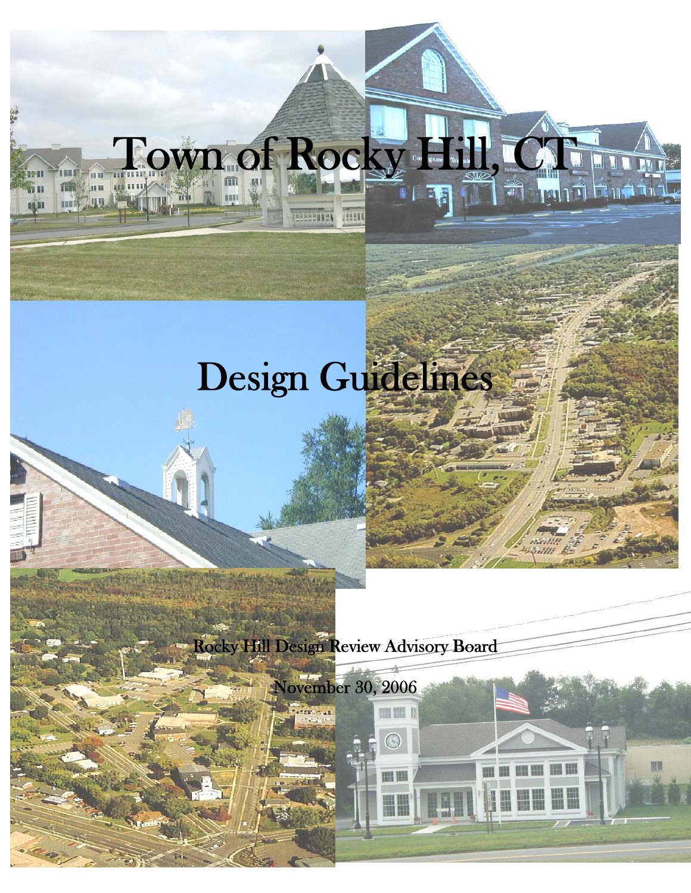# Town of Rocky Hill, CT

# Design Guidelines

Rocky Hill Design Review Advisory Board

November 30, 2006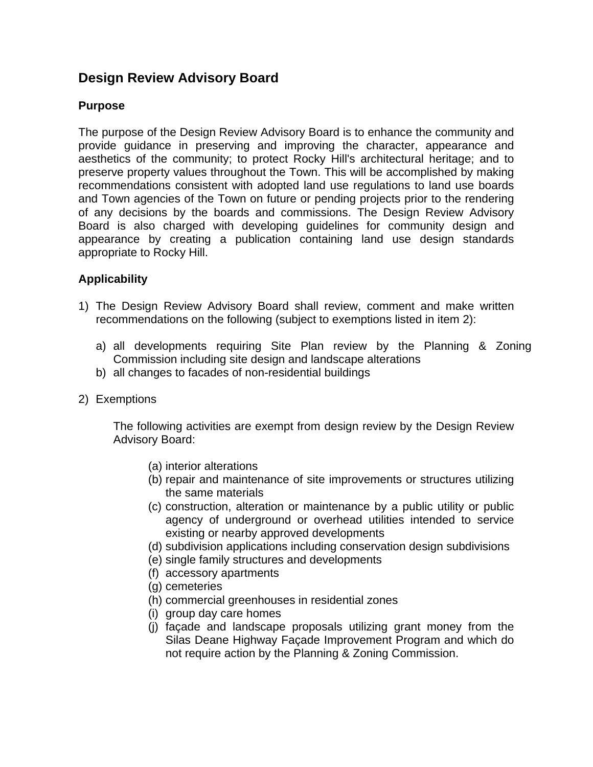# Design Review Advisory Board

## Purpose

The purpose of the Design Review Advisory Board is to enhance the community and provide guidance in preserving and improving the character, appearance and aesthetics of the community; to protect Rocky Hill's architectural heritage; and to preserve property values throughout the Town. This will be accomplished by making recommendations consistent with adopted land use regulations to land use boards and Town agencies of the Town on future or pending projects prior to the rendering of any decisions by the boards and commissions. The Design Review Advisory Board is also charged with developing guidelines for community design and appearance by creating a publication containing land use design standards appropriate to Rocky Hill.

## Applicability

1) The Design Review Advisory Board shall review, comment and make written recommendations on the following (subject to exemptions listed in item 2):

   a) all developments requiring Site Plan review by the Planning & Zoning Commission including site design and landscape alterations
   b) all changes to facades of non-residential buildings

2) Exemptions

   The following activities are exempt from design review by the Design Review Advisory Board:

   (a) interior alterations
   (b) repair and maintenance of site improvements or structures utilizing the same materials
   (c) construction, alteration or maintenance by a public utility or public agency of underground or overhead utilities intended to service existing or nearby approved developments
   (d) subdivision applications including conservation design subdivisions
   (e) single family structures and developments
   (f) accessory apartments
   (g) cemeteries
   (h) commercial greenhouses in residential zones
   (i) group day care homes
   (j) façade and landscape proposals utilizing grant money from the Silas Deane Highway Façade Improvement Program and which do not require action by the Planning & Zoning Commission.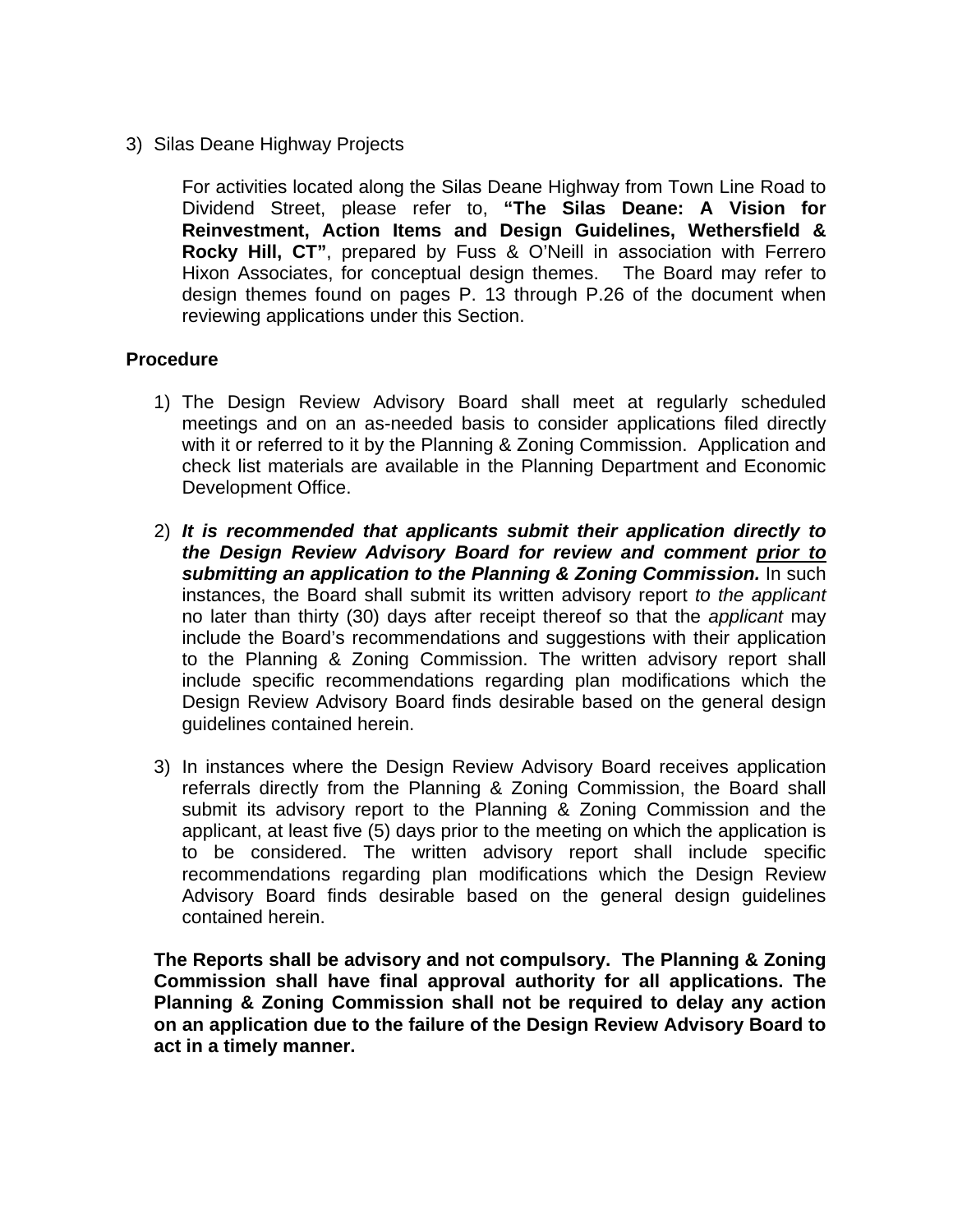3) Silas Deane Highway Projects

   For activities located along the Silas Deane Highway from Town Line Road to Dividend Street, please refer to, **"The Silas Deane: A Vision for Reinvestment, Action Items and Design Guidelines, Wethersfield & Rocky Hill, CT"**, prepared by Fuss & O'Neill in association with Ferrero Hixon Associates, for conceptual design themes. The Board may refer to design themes found on pages P. 13 through P.26 of the document when reviewing applications under this Section.

**Procedure**

1) The Design Review Advisory Board shall meet at regularly scheduled meetings and on an as-needed basis to consider applications filed directly with it or referred to it by the Planning & Zoning Commission. Application and check list materials are available in the Planning Department and Economic Development Office.

2) ***It is recommended that applicants submit their application directly to the Design Review Advisory Board for review and comment <u>prior to</u> submitting an application to the Planning & Zoning Commission.*** In such instances, the Board shall submit its written advisory report *to the applicant* no later than thirty (30) days after receipt thereof so that the *applicant* may include the Board's recommendations and suggestions with their application to the Planning & Zoning Commission. The written advisory report shall include specific recommendations regarding plan modifications which the Design Review Advisory Board finds desirable based on the general design guidelines contained herein.

3) In instances where the Design Review Advisory Board receives application referrals directly from the Planning & Zoning Commission, the Board shall submit its advisory report to the Planning & Zoning Commission and the applicant, at least five (5) days prior to the meeting on which the application is to be considered. The written advisory report shall include specific recommendations regarding plan modifications which the Design Review Advisory Board finds desirable based on the general design guidelines contained herein.

**The Reports shall be advisory and not compulsory. The Planning & Zoning Commission shall have final approval authority for all applications. The Planning & Zoning Commission shall not be required to delay any action on an application due to the failure of the Design Review Advisory Board to act in a timely manner.**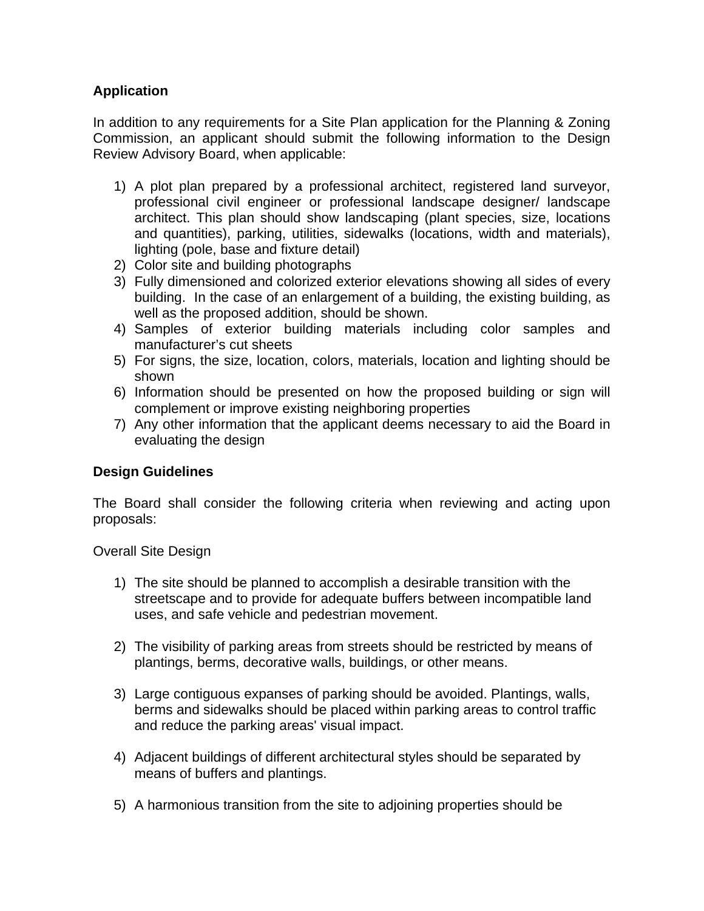**Application**

In addition to any requirements for a Site Plan application for the Planning & Zoning Commission, an applicant should submit the following information to the Design Review Advisory Board, when applicable:

1) A plot plan prepared by a professional architect, registered land surveyor, professional civil engineer or professional landscape designer/ landscape architect. This plan should show landscaping (plant species, size, locations and quantities), parking, utilities, sidewalks (locations, width and materials), lighting (pole, base and fixture detail)
2) Color site and building photographs
3) Fully dimensioned and colorized exterior elevations showing all sides of every building. In the case of an enlargement of a building, the existing building, as well as the proposed addition, should be shown.
4) Samples of exterior building materials including color samples and manufacturer's cut sheets
5) For signs, the size, location, colors, materials, location and lighting should be shown
6) Information should be presented on how the proposed building or sign will complement or improve existing neighboring properties
7) Any other information that the applicant deems necessary to aid the Board in evaluating the design

**Design Guidelines**

The Board shall consider the following criteria when reviewing and acting upon proposals:

Overall Site Design

1) The site should be planned to accomplish a desirable transition with the streetscape and to provide for adequate buffers between incompatible land uses, and safe vehicle and pedestrian movement.

2) The visibility of parking areas from streets should be restricted by means of plantings, berms, decorative walls, buildings, or other means.

3) Large contiguous expanses of parking should be avoided. Plantings, walls, berms and sidewalks should be placed within parking areas to control traffic and reduce the parking areas' visual impact.

4) Adjacent buildings of different architectural styles should be separated by means of buffers and plantings.

5) A harmonious transition from the site to adjoining properties should be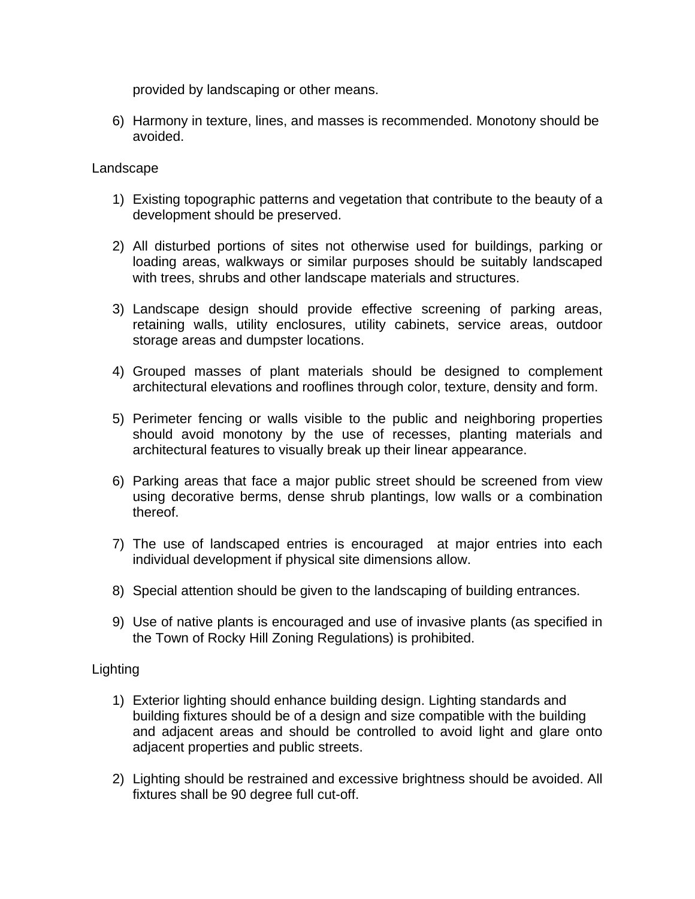provided by landscaping or other means.

6) Harmony in texture, lines, and masses is recommended. Monotony should be avoided.

Landscape

1) Existing topographic patterns and vegetation that contribute to the beauty of a development should be preserved.

2) All disturbed portions of sites not otherwise used for buildings, parking or loading areas, walkways or similar purposes should be suitably landscaped with trees, shrubs and other landscape materials and structures.

3) Landscape design should provide effective screening of parking areas, retaining walls, utility enclosures, utility cabinets, service areas, outdoor storage areas and dumpster locations.

4) Grouped masses of plant materials should be designed to complement architectural elevations and rooflines through color, texture, density and form.

5) Perimeter fencing or walls visible to the public and neighboring properties should avoid monotony by the use of recesses, planting materials and architectural features to visually break up their linear appearance.

6) Parking areas that face a major public street should be screened from view using decorative berms, dense shrub plantings, low walls or a combination thereof.

7) The use of landscaped entries is encouraged at major entries into each individual development if physical site dimensions allow.

8) Special attention should be given to the landscaping of building entrances.

9) Use of native plants is encouraged and use of invasive plants (as specified in the Town of Rocky Hill Zoning Regulations) is prohibited.

Lighting

1) Exterior lighting should enhance building design. Lighting standards and building fixtures should be of a design and size compatible with the building and adjacent areas and should be controlled to avoid light and glare onto adjacent properties and public streets.

2) Lighting should be restrained and excessive brightness should be avoided. All fixtures shall be 90 degree full cut-off.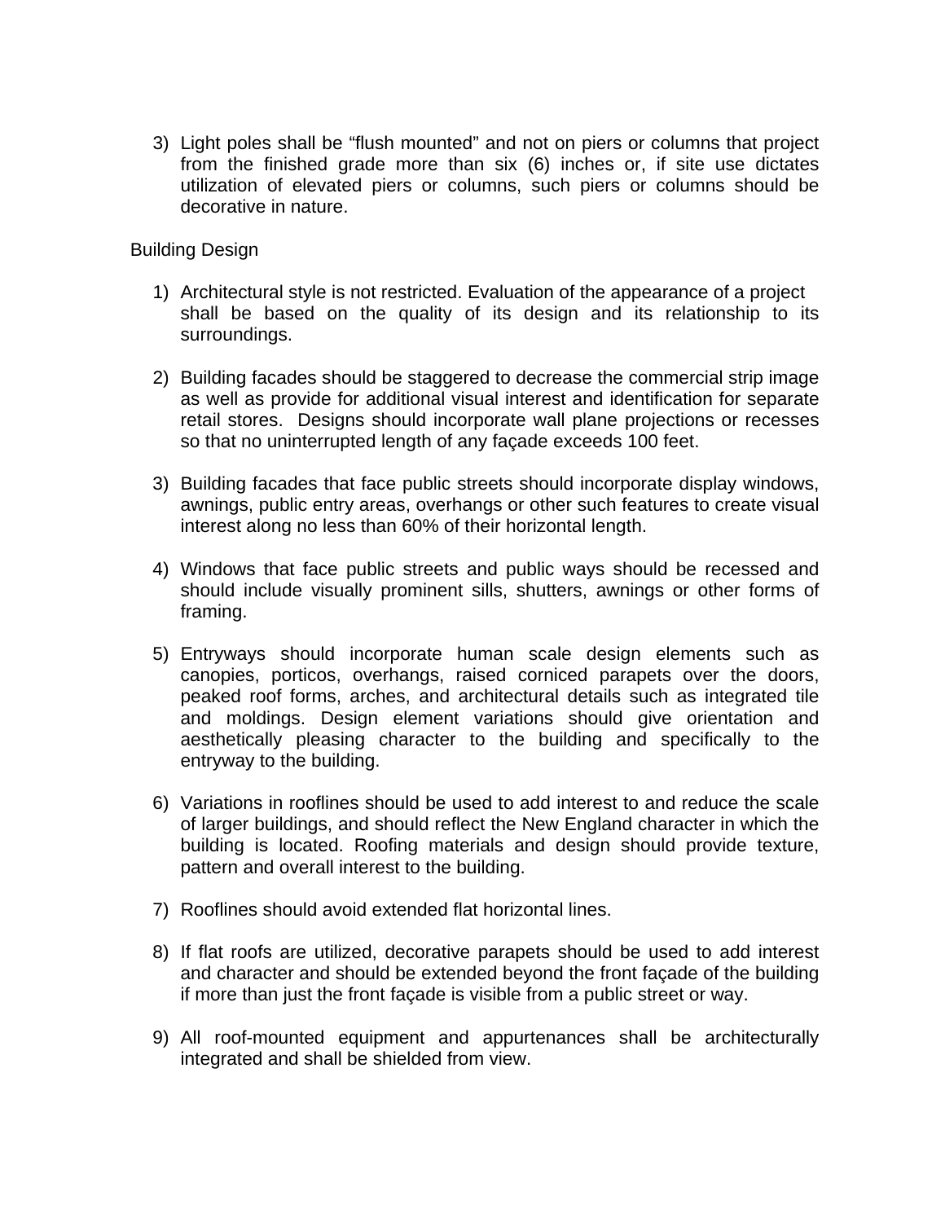3) Light poles shall be “flush mounted” and not on piers or columns that project from the finished grade more than six (6) inches or, if site use dictates utilization of elevated piers or columns, such piers or columns should be decorative in nature.

Building Design

1) Architectural style is not restricted. Evaluation of the appearance of a project shall be based on the quality of its design and its relationship to its surroundings.

2) Building facades should be staggered to decrease the commercial strip image as well as provide for additional visual interest and identification for separate retail stores. Designs should incorporate wall plane projections or recesses so that no uninterrupted length of any façade exceeds 100 feet.

3) Building facades that face public streets should incorporate display windows, awnings, public entry areas, overhangs or other such features to create visual interest along no less than 60% of their horizontal length.

4) Windows that face public streets and public ways should be recessed and should include visually prominent sills, shutters, awnings or other forms of framing.

5) Entryways should incorporate human scale design elements such as canopies, porticos, overhangs, raised corniced parapets over the doors, peaked roof forms, arches, and architectural details such as integrated tile and moldings. Design element variations should give orientation and aesthetically pleasing character to the building and specifically to the entryway to the building.

6) Variations in rooflines should be used to add interest to and reduce the scale of larger buildings, and should reflect the New England character in which the building is located. Roofing materials and design should provide texture, pattern and overall interest to the building.

7) Rooflines should avoid extended flat horizontal lines.

8) If flat roofs are utilized, decorative parapets should be used to add interest and character and should be extended beyond the front façade of the building if more than just the front façade is visible from a public street or way.

9) All roof-mounted equipment and appurtenances shall be architecturally integrated and shall be shielded from view.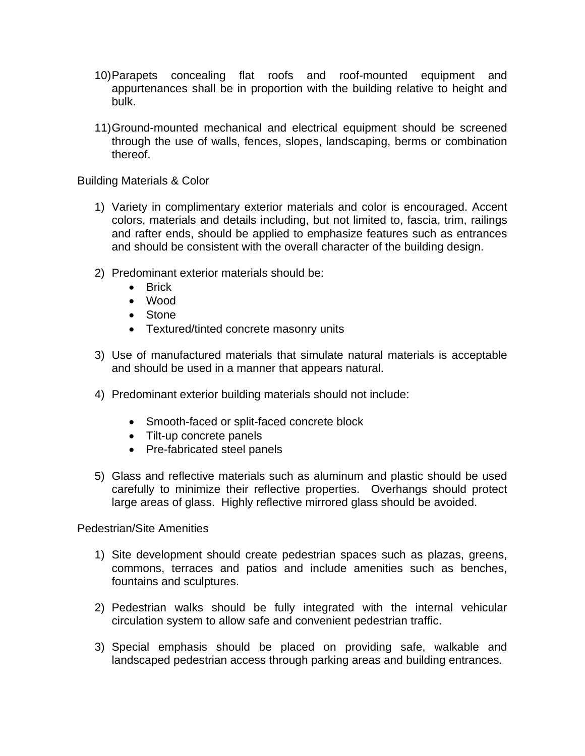10) Parapets concealing flat roofs and roof-mounted equipment and appurtenances shall be in proportion with the building relative to height and bulk.

11) Ground-mounted mechanical and electrical equipment should be screened through the use of walls, fences, slopes, landscaping, berms or combination thereof.

Building Materials & Color

1) Variety in complimentary exterior materials and color is encouraged. Accent colors, materials and details including, but not limited to, fascia, trim, railings and rafter ends, should be applied to emphasize features such as entrances and should be consistent with the overall character of the building design.

2) Predominant exterior materials should be:
   - Brick
   - Wood
   - Stone
   - Textured/tinted concrete masonry units

3) Use of manufactured materials that simulate natural materials is acceptable and should be used in a manner that appears natural.

4) Predominant exterior building materials should not include:
   - Smooth-faced or split-faced concrete block
   - Tilt-up concrete panels
   - Pre-fabricated steel panels

5) Glass and reflective materials such as aluminum and plastic should be used carefully to minimize their reflective properties. Overhangs should protect large areas of glass. Highly reflective mirrored glass should be avoided.

Pedestrian/Site Amenities

1) Site development should create pedestrian spaces such as plazas, greens, commons, terraces and patios and include amenities such as benches, fountains and sculptures.

2) Pedestrian walks should be fully integrated with the internal vehicular circulation system to allow safe and convenient pedestrian traffic.

3) Special emphasis should be placed on providing safe, walkable and landscaped pedestrian access through parking areas and building entrances.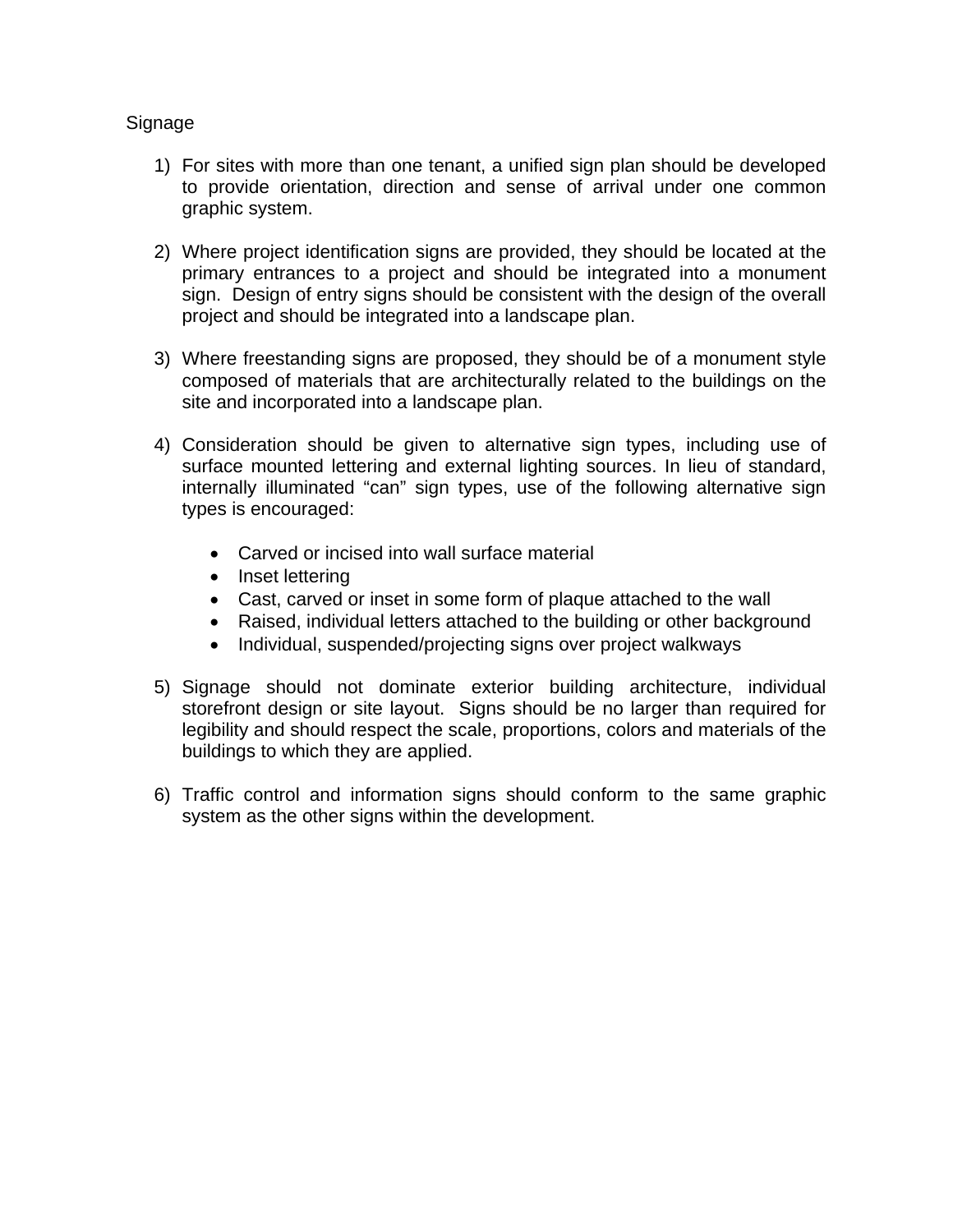Signage

1) For sites with more than one tenant, a unified sign plan should be developed to provide orientation, direction and sense of arrival under one common graphic system.

2) Where project identification signs are provided, they should be located at the primary entrances to a project and should be integrated into a monument sign. Design of entry signs should be consistent with the design of the overall project and should be integrated into a landscape plan.

3) Where freestanding signs are proposed, they should be of a monument style composed of materials that are architecturally related to the buildings on the site and incorporated into a landscape plan.

4) Consideration should be given to alternative sign types, including use of surface mounted lettering and external lighting sources. In lieu of standard, internally illuminated "can" sign types, use of the following alternative sign types is encouraged:

   - Carved or incised into wall surface material
   - Inset lettering
   - Cast, carved or inset in some form of plaque attached to the wall
   - Raised, individual letters attached to the building or other background
   - Individual, suspended/projecting signs over project walkways

5) Signage should not dominate exterior building architecture, individual storefront design or site layout. Signs should be no larger than required for legibility and should respect the scale, proportions, colors and materials of the buildings to which they are applied.

6) Traffic control and information signs should conform to the same graphic system as the other signs within the development.